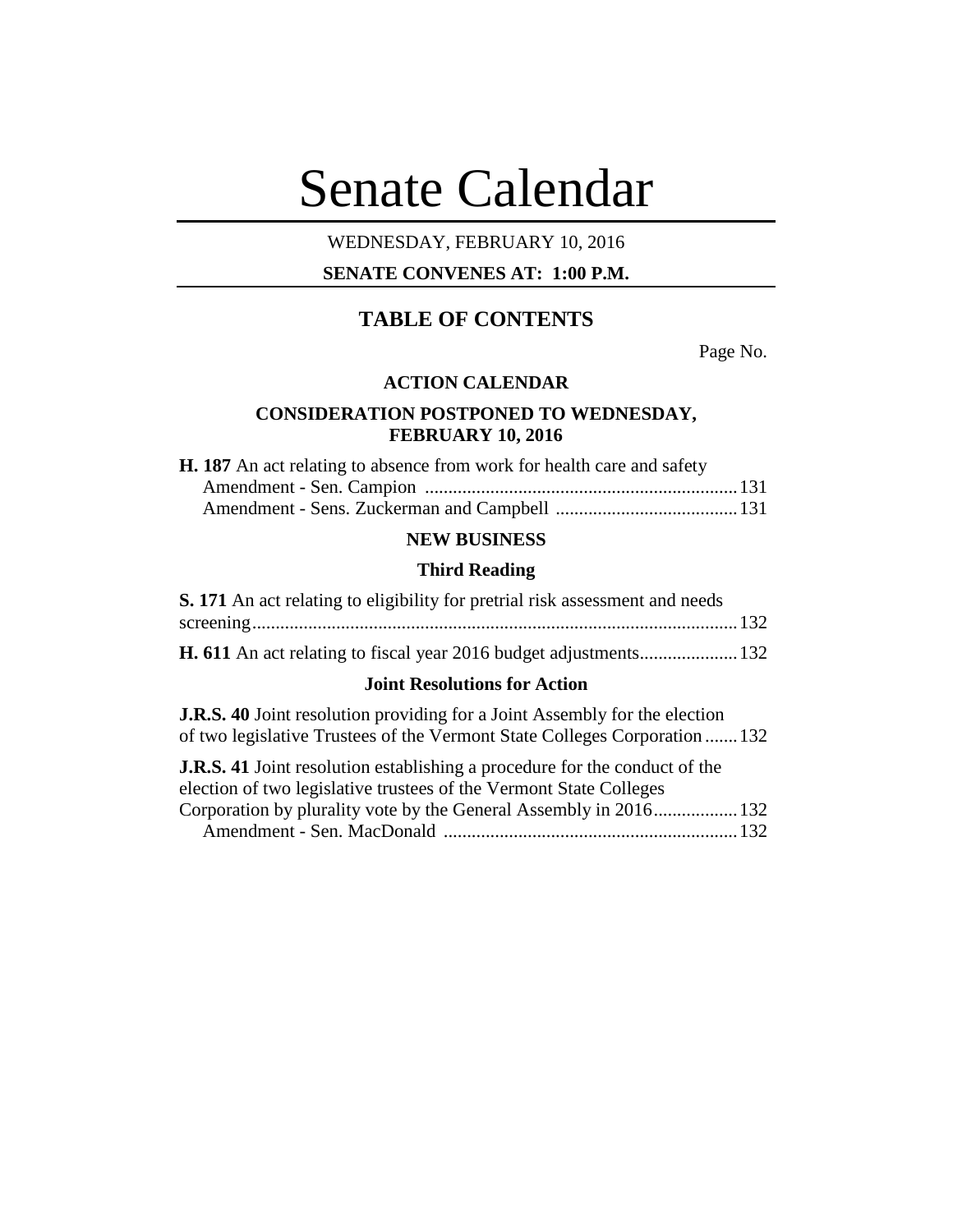# Senate Calendar

WEDNESDAY, FEBRUARY 10, 2016

**SENATE CONVENES AT: 1:00 P.M.**

## TABLE OF CONTENTS

Page No.

### ACTION CALENDAR

### CONSIDERATION POSTPONED TO WEDNESDAY, FEBRUARY 10, 2016

**H. 187** An act relating to absence from work for health care and safety
- Amendment - Sen. Campion ........ 131
- Amendment - Sens. Zuckerman and Campbell ........ 131

### NEW BUSINESS

#### Third Reading

**S. 171** An act relating to eligibility for pretrial risk assessment and needs screening ........ 132

**H. 611** An act relating to fiscal year 2016 budget adjustments ........ 132

#### Joint Resolutions for Action

**J.R.S. 40** Joint resolution providing for a Joint Assembly for the election of two legislative Trustees of the Vermont State Colleges Corporation ........ 132

**J.R.S. 41** Joint resolution establishing a procedure for the conduct of the election of two legislative trustees of the Vermont State Colleges Corporation by plurality vote by the General Assembly in 2016 ........ 132
- Amendment - Sen. MacDonald ........ 132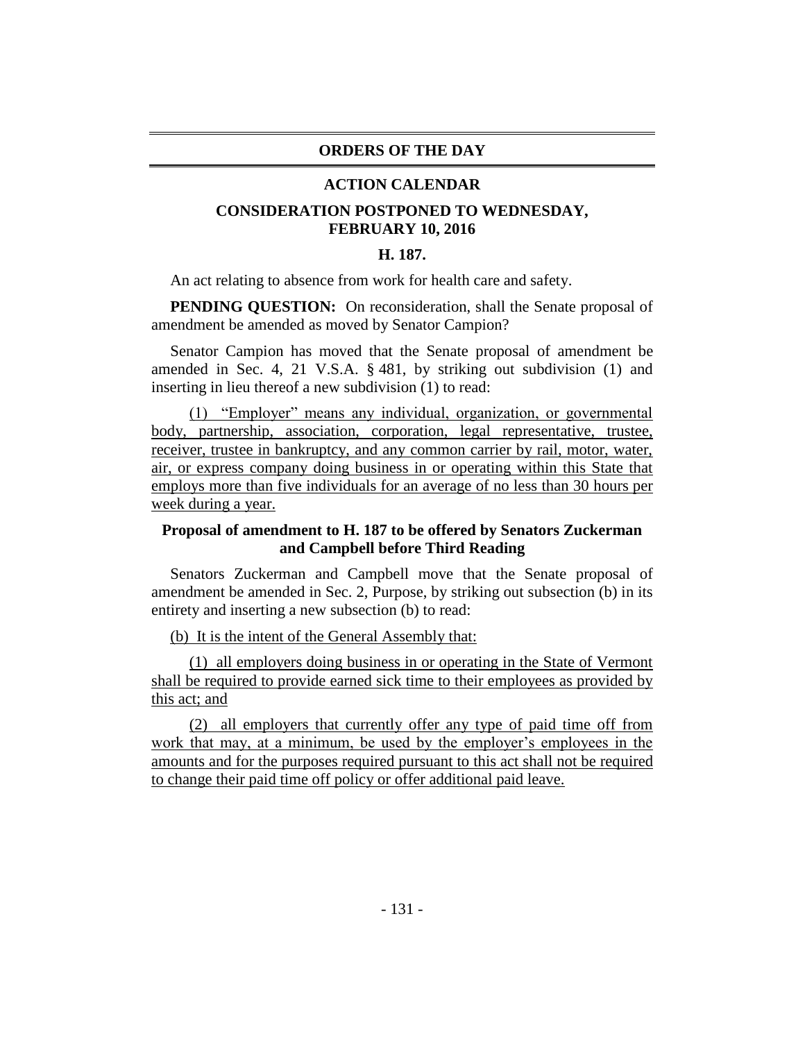## ORDERS OF THE DAY

## ACTION CALENDAR

### CONSIDERATION POSTPONED TO WEDNESDAY, FEBRUARY 10, 2016

### H. 187.

An act relating to absence from work for health care and safety.

**PENDING QUESTION:** On reconsideration, shall the Senate proposal of amendment be amended as moved by Senator Campion?

Senator Campion has moved that the Senate proposal of amendment be amended in Sec. 4, 21 V.S.A. § 481, by striking out subdivision (1) and inserting in lieu thereof a new subdivision (1) to read:

(1) "Employer" means any individual, organization, or governmental body, partnership, association, corporation, legal representative, trustee, receiver, trustee in bankruptcy, and any common carrier by rail, motor, water, air, or express company doing business in or operating within this State that employs more than five individuals for an average of no less than 30 hours per week during a year.

### Proposal of amendment to H. 187 to be offered by Senators Zuckerman and Campbell before Third Reading

Senators Zuckerman and Campbell move that the Senate proposal of amendment be amended in Sec. 2, Purpose, by striking out subsection (b) in its entirety and inserting a new subsection (b) to read:

(b) It is the intent of the General Assembly that:

(1) all employers doing business in or operating in the State of Vermont shall be required to provide earned sick time to their employees as provided by this act; and

(2) all employers that currently offer any type of paid time off from work that may, at a minimum, be used by the employer's employees in the amounts and for the purposes required pursuant to this act shall not be required to change their paid time off policy or offer additional paid leave.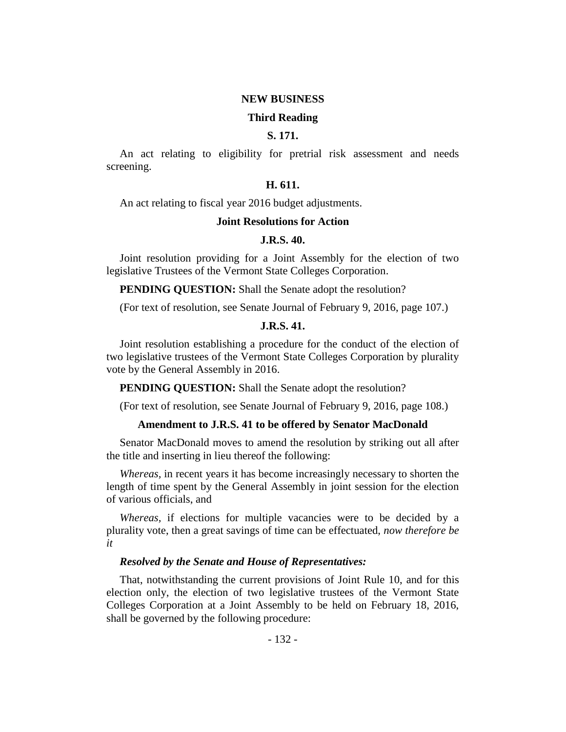## NEW BUSINESS

### Third Reading

### S. 171.

An act relating to eligibility for pretrial risk assessment and needs screening.

### H. 611.

An act relating to fiscal year 2016 budget adjustments.

### Joint Resolutions for Action

### J.R.S. 40.

Joint resolution providing for a Joint Assembly for the election of two legislative Trustees of the Vermont State Colleges Corporation.

**PENDING QUESTION:** Shall the Senate adopt the resolution?

(For text of resolution, see Senate Journal of February 9, 2016, page 107.)

### J.R.S. 41.

Joint resolution establishing a procedure for the conduct of the election of two legislative trustees of the Vermont State Colleges Corporation by plurality vote by the General Assembly in 2016.

**PENDING QUESTION:** Shall the Senate adopt the resolution?

(For text of resolution, see Senate Journal of February 9, 2016, page 108.)

### Amendment to J.R.S. 41 to be offered by Senator MacDonald

Senator MacDonald moves to amend the resolution by striking out all after the title and inserting in lieu thereof the following:

*Whereas*, in recent years it has become increasingly necessary to shorten the length of time spent by the General Assembly in joint session for the election of various officials, and

*Whereas*, if elections for multiple vacancies were to be decided by a plurality vote, then a great savings of time can be effectuated, *now therefore be it*

***Resolved by the Senate and House of Representatives:***

That, notwithstanding the current provisions of Joint Rule 10, and for this election only, the election of two legislative trustees of the Vermont State Colleges Corporation at a Joint Assembly to be held on February 18, 2016, shall be governed by the following procedure: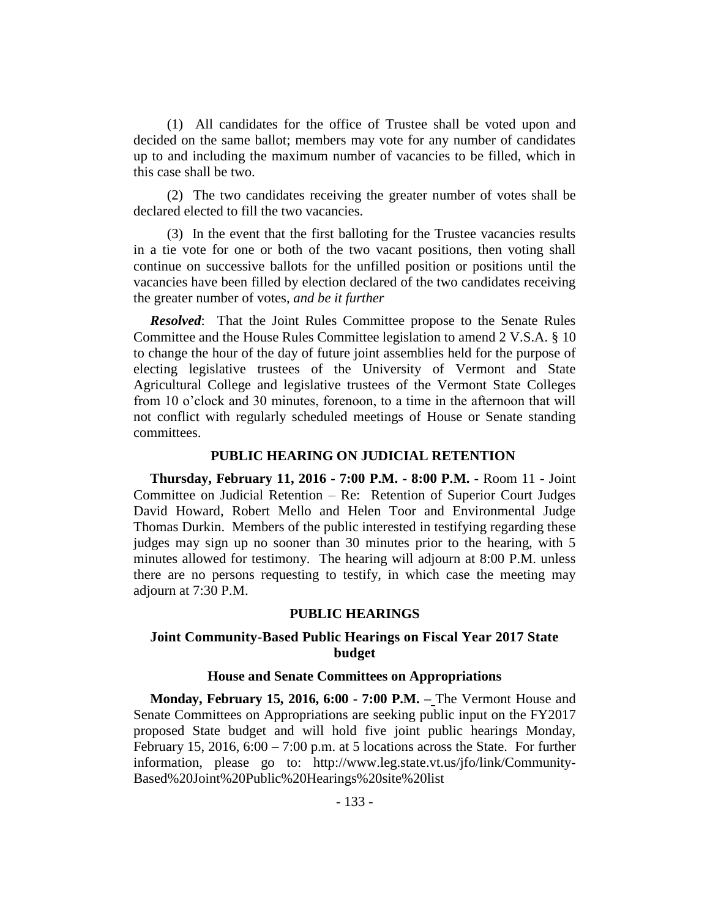(1) All candidates for the office of Trustee shall be voted upon and decided on the same ballot; members may vote for any number of candidates up to and including the maximum number of vacancies to be filled, which in this case shall be two.

(2) The two candidates receiving the greater number of votes shall be declared elected to fill the two vacancies.

(3) In the event that the first balloting for the Trustee vacancies results in a tie vote for one or both of the two vacant positions, then voting shall continue on successive ballots for the unfilled position or positions until the vacancies have been filled by election declared of the two candidates receiving the greater number of votes, *and be it further*

***Resolved***: That the Joint Rules Committee propose to the Senate Rules Committee and the House Rules Committee legislation to amend 2 V.S.A. § 10 to change the hour of the day of future joint assemblies held for the purpose of electing legislative trustees of the University of Vermont and State Agricultural College and legislative trustees of the Vermont State Colleges from 10 o'clock and 30 minutes, forenoon, to a time in the afternoon that will not conflict with regularly scheduled meetings of House or Senate standing committees.

### PUBLIC HEARING ON JUDICIAL RETENTION

**Thursday, February 11, 2016 - 7:00 P.M. - 8:00 P.M.** - Room 11 - Joint Committee on Judicial Retention – Re: Retention of Superior Court Judges David Howard, Robert Mello and Helen Toor and Environmental Judge Thomas Durkin. Members of the public interested in testifying regarding these judges may sign up no sooner than 30 minutes prior to the hearing, with 5 minutes allowed for testimony. The hearing will adjourn at 8:00 P.M. unless there are no persons requesting to testify, in which case the meeting may adjourn at 7:30 P.M.

### PUBLIC HEARINGS

### Joint Community-Based Public Hearings on Fiscal Year 2017 State budget

### House and Senate Committees on Appropriations

**Monday, February 15, 2016, 6:00 - 7:00 P.M. –** The Vermont House and Senate Committees on Appropriations are seeking public input on the FY2017 proposed State budget and will hold five joint public hearings Monday, February 15, 2016, 6:00 – 7:00 p.m. at 5 locations across the State. For further information, please go to: http://www.leg.state.vt.us/jfo/link/Community-Based%20Joint%20Public%20Hearings%20site%20list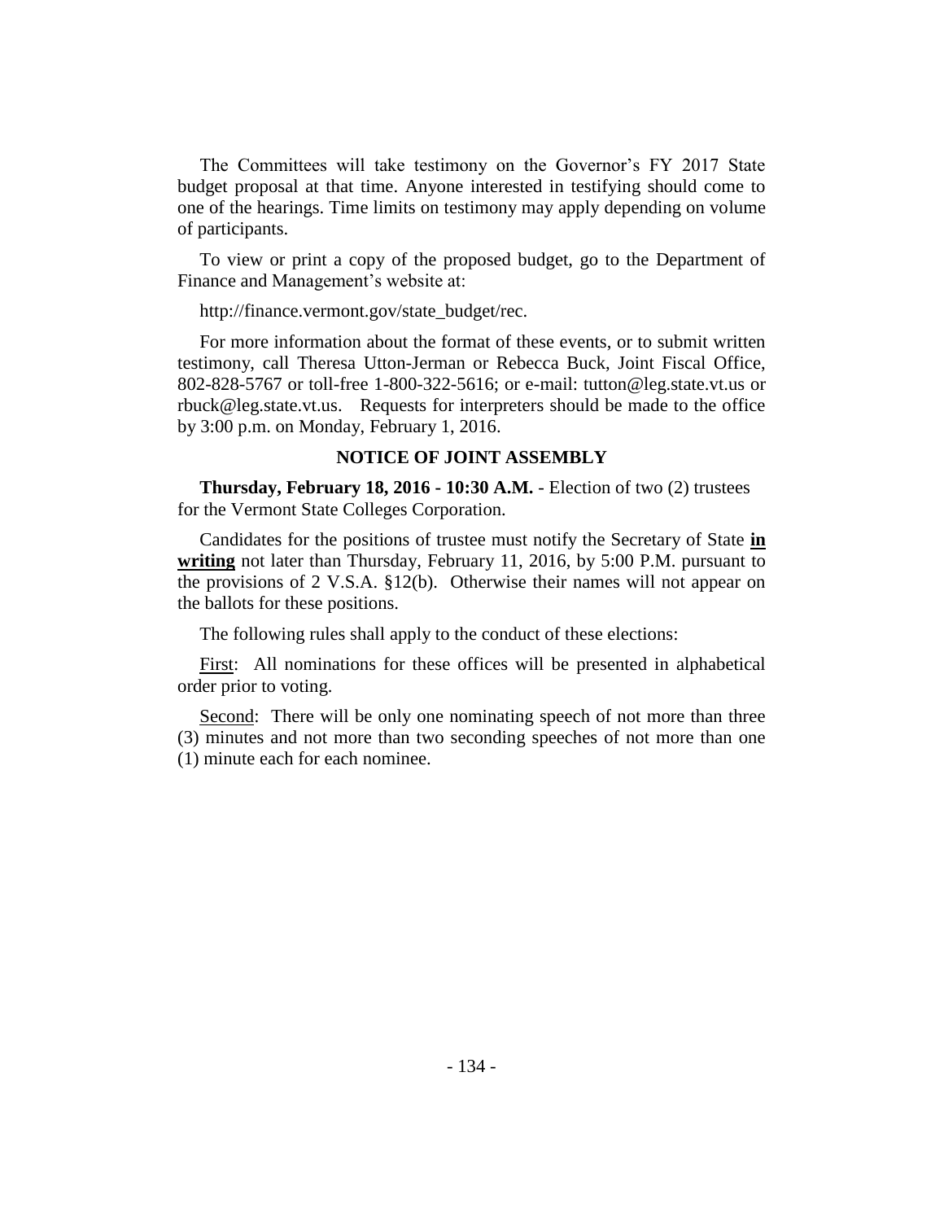The Committees will take testimony on the Governor's FY 2017 State budget proposal at that time. Anyone interested in testifying should come to one of the hearings. Time limits on testimony may apply depending on volume of participants.

To view or print a copy of the proposed budget, go to the Department of Finance and Management's website at:

http://finance.vermont.gov/state_budget/rec.

For more information about the format of these events, or to submit written testimony, call Theresa Utton-Jerman or Rebecca Buck, Joint Fiscal Office, 802-828-5767 or toll-free 1-800-322-5616; or e-mail: tutton@leg.state.vt.us or rbuck@leg.state.vt.us. Requests for interpreters should be made to the office by 3:00 p.m. on Monday, February 1, 2016.

## NOTICE OF JOINT ASSEMBLY

**Thursday, February 18, 2016 - 10:30 A.M.** - Election of two (2) trustees for the Vermont State Colleges Corporation.

Candidates for the positions of trustee must notify the Secretary of State **in writing** not later than Thursday, February 11, 2016, by 5:00 P.M. pursuant to the provisions of 2 V.S.A. §12(b). Otherwise their names will not appear on the ballots for these positions.

The following rules shall apply to the conduct of these elections:

First: All nominations for these offices will be presented in alphabetical order prior to voting.

Second: There will be only one nominating speech of not more than three (3) minutes and not more than two seconding speeches of not more than one (1) minute each for each nominee.